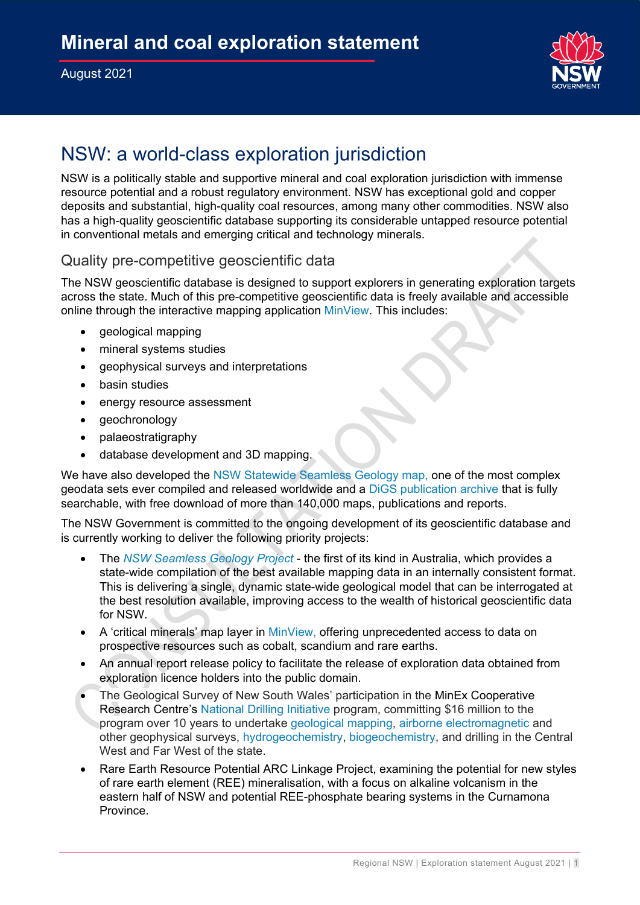# Mineral and coal exploration statement

August 2021

## NSW: a world-class exploration jurisdiction

NSW is a politically stable and supportive mineral and coal exploration jurisdiction with immense resource potential and a robust regulatory environment. NSW has exceptional gold and copper deposits and substantial, high-quality coal resources, among many other commodities. NSW also has a high-quality geoscientific database supporting its considerable untapped resource potential in conventional metals and emerging critical and technology minerals.

### Quality pre-competitive geoscientific data

The NSW geoscientific database is designed to support explorers in generating exploration targets across the state. Much of this pre-competitive geoscientific data is freely available and accessible online through the interactive mapping application MinView. This includes:

- geological mapping
- mineral systems studies
- geophysical surveys and interpretations
- basin studies
- energy resource assessment
- geochronology
- palaeostratigraphy
- database development and 3D mapping.

We have also developed the NSW Statewide Seamless Geology map, one of the most complex geodata sets ever compiled and released worldwide and a DiGS publication archive that is fully searchable, with free download of more than 140,000 maps, publications and reports.

The NSW Government is committed to the ongoing development of its geoscientific database and is currently working to deliver the following priority projects:

- The *NSW Seamless Geology Project* - the first of its kind in Australia, which provides a state-wide compilation of the best available mapping data in an internally consistent format. This is delivering a single, dynamic state-wide geological model that can be interrogated at the best resolution available, improving access to the wealth of historical geoscientific data for NSW.
- A 'critical minerals' map layer in MinView, offering unprecedented access to data on prospective resources such as cobalt, scandium and rare earths.
- An annual report release policy to facilitate the release of exploration data obtained from exploration licence holders into the public domain.
- The Geological Survey of New South Wales' participation in the MinEx Cooperative Research Centre's National Drilling Initiative program, committing $16 million to the program over 10 years to undertake geological mapping, airborne electromagnetic and other geophysical surveys, hydrogeochemistry, biogeochemistry, and drilling in the Central West and Far West of the state.
- Rare Earth Resource Potential ARC Linkage Project, examining the potential for new styles of rare earth element (REE) mineralisation, with a focus on alkaline volcanism in the eastern half of NSW and potential REE-phosphate bearing systems in the Curnamona Province.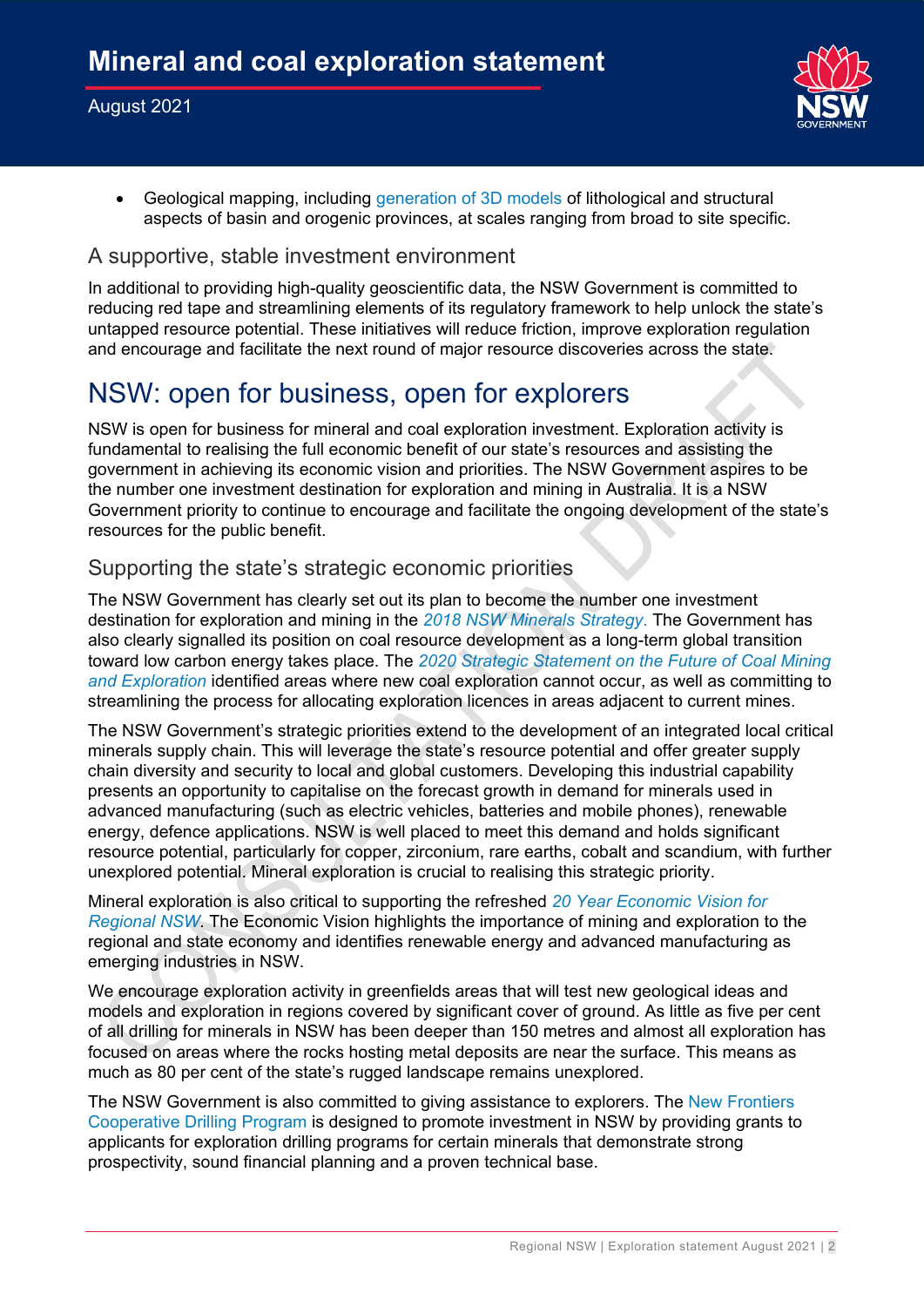- Geological mapping, including generation of 3D models of lithological and structural aspects of basin and orogenic provinces, at scales ranging from broad to site specific.

### A supportive, stable investment environment

In additional to providing high-quality geoscientific data, the NSW Government is committed to reducing red tape and streamlining elements of its regulatory framework to help unlock the state's untapped resource potential. These initiatives will reduce friction, improve exploration regulation and encourage and facilitate the next round of major resource discoveries across the state.

## NSW: open for business, open for explorers

NSW is open for business for mineral and coal exploration investment. Exploration activity is fundamental to realising the full economic benefit of our state's resources and assisting the government in achieving its economic vision and priorities. The NSW Government aspires to be the number one investment destination for exploration and mining in Australia. It is a NSW Government priority to continue to encourage and facilitate the ongoing development of the state's resources for the public benefit.

### Supporting the state's strategic economic priorities

The NSW Government has clearly set out its plan to become the number one investment destination for exploration and mining in the *2018 NSW Minerals Strategy*. The Government has also clearly signalled its position on coal resource development as a long-term global transition toward low carbon energy takes place. The *2020 Strategic Statement on the Future of Coal Mining and Exploration* identified areas where new coal exploration cannot occur, as well as committing to streamlining the process for allocating exploration licences in areas adjacent to current mines.

The NSW Government's strategic priorities extend to the development of an integrated local critical minerals supply chain. This will leverage the state's resource potential and offer greater supply chain diversity and security to local and global customers. Developing this industrial capability presents an opportunity to capitalise on the forecast growth in demand for minerals used in advanced manufacturing (such as electric vehicles, batteries and mobile phones), renewable energy, defence applications. NSW is well placed to meet this demand and holds significant resource potential, particularly for copper, zirconium, rare earths, cobalt and scandium, with further unexplored potential. Mineral exploration is crucial to realising this strategic priority.

Mineral exploration is also critical to supporting the refreshed *20 Year Economic Vision for Regional NSW*. The Economic Vision highlights the importance of mining and exploration to the regional and state economy and identifies renewable energy and advanced manufacturing as emerging industries in NSW.

We encourage exploration activity in greenfields areas that will test new geological ideas and models and exploration in regions covered by significant cover of ground. As little as five per cent of all drilling for minerals in NSW has been deeper than 150 metres and almost all exploration has focused on areas where the rocks hosting metal deposits are near the surface. This means as much as 80 per cent of the state's rugged landscape remains unexplored.

The NSW Government is also committed to giving assistance to explorers. The New Frontiers Cooperative Drilling Program is designed to promote investment in NSW by providing grants to applicants for exploration drilling programs for certain minerals that demonstrate strong prospectivity, sound financial planning and a proven technical base.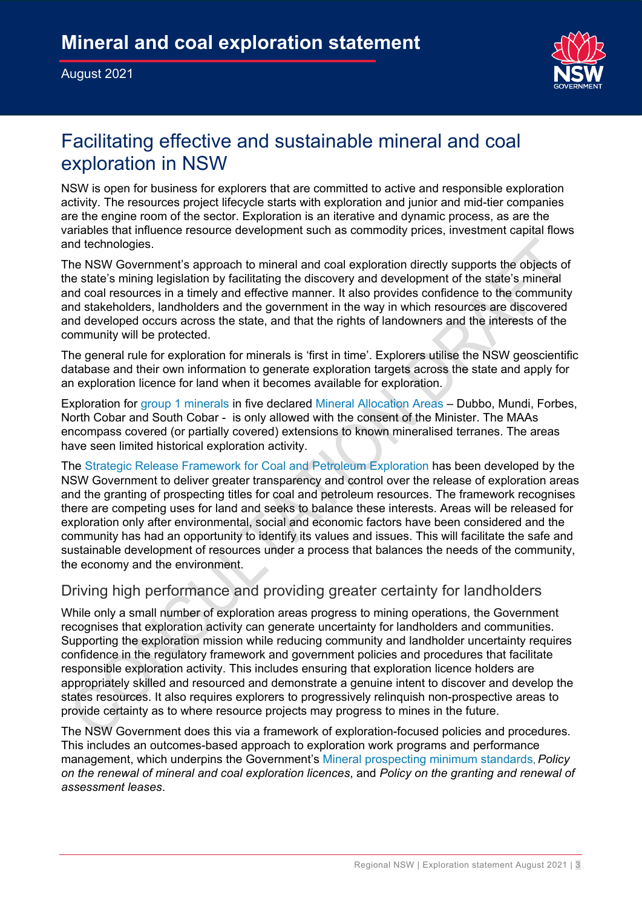# Mineral and coal exploration statement

August 2021

## Facilitating effective and sustainable mineral and coal exploration in NSW

NSW is open for business for explorers that are committed to active and responsible exploration activity. The resources project lifecycle starts with exploration and junior and mid-tier companies are the engine room of the sector. Exploration is an iterative and dynamic process, as are the variables that influence resource development such as commodity prices, investment capital flows and technologies.

The NSW Government's approach to mineral and coal exploration directly supports the objects of the state's mining legislation by facilitating the discovery and development of the state's mineral and coal resources in a timely and effective manner. It also provides confidence to the community and stakeholders, landholders and the government in the way in which resources are discovered and developed occurs across the state, and that the rights of landowners and the interests of the community will be protected.

The general rule for exploration for minerals is 'first in time'. Explorers utilise the NSW geoscientific database and their own information to generate exploration targets across the state and apply for an exploration licence for land when it becomes available for exploration.

Exploration for group 1 minerals in five declared Mineral Allocation Areas – Dubbo, Mundi, Forbes, North Cobar and South Cobar - is only allowed with the consent of the Minister. The MAAs encompass covered (or partially covered) extensions to known mineralised terranes. The areas have seen limited historical exploration activity.

The Strategic Release Framework for Coal and Petroleum Exploration has been developed by the NSW Government to deliver greater transparency and control over the release of exploration areas and the granting of prospecting titles for coal and petroleum resources. The framework recognises there are competing uses for land and seeks to balance these interests. Areas will be released for exploration only after environmental, social and economic factors have been considered and the community has had an opportunity to identify its values and issues. This will facilitate the safe and sustainable development of resources under a process that balances the needs of the community, the economy and the environment.

### Driving high performance and providing greater certainty for landholders

While only a small number of exploration areas progress to mining operations, the Government recognises that exploration activity can generate uncertainty for landholders and communities. Supporting the exploration mission while reducing community and landholder uncertainty requires confidence in the regulatory framework and government policies and procedures that facilitate responsible exploration activity. This includes ensuring that exploration licence holders are appropriately skilled and resourced and demonstrate a genuine intent to discover and develop the states resources. It also requires explorers to progressively relinquish non-prospective areas to provide certainty as to where resource projects may progress to mines in the future.

The NSW Government does this via a framework of exploration-focused policies and procedures. This includes an outcomes-based approach to exploration work programs and performance management, which underpins the Government's Mineral prospecting minimum standards, *Policy on the renewal of mineral and coal exploration licences*, and *Policy on the granting and renewal of assessment leases*.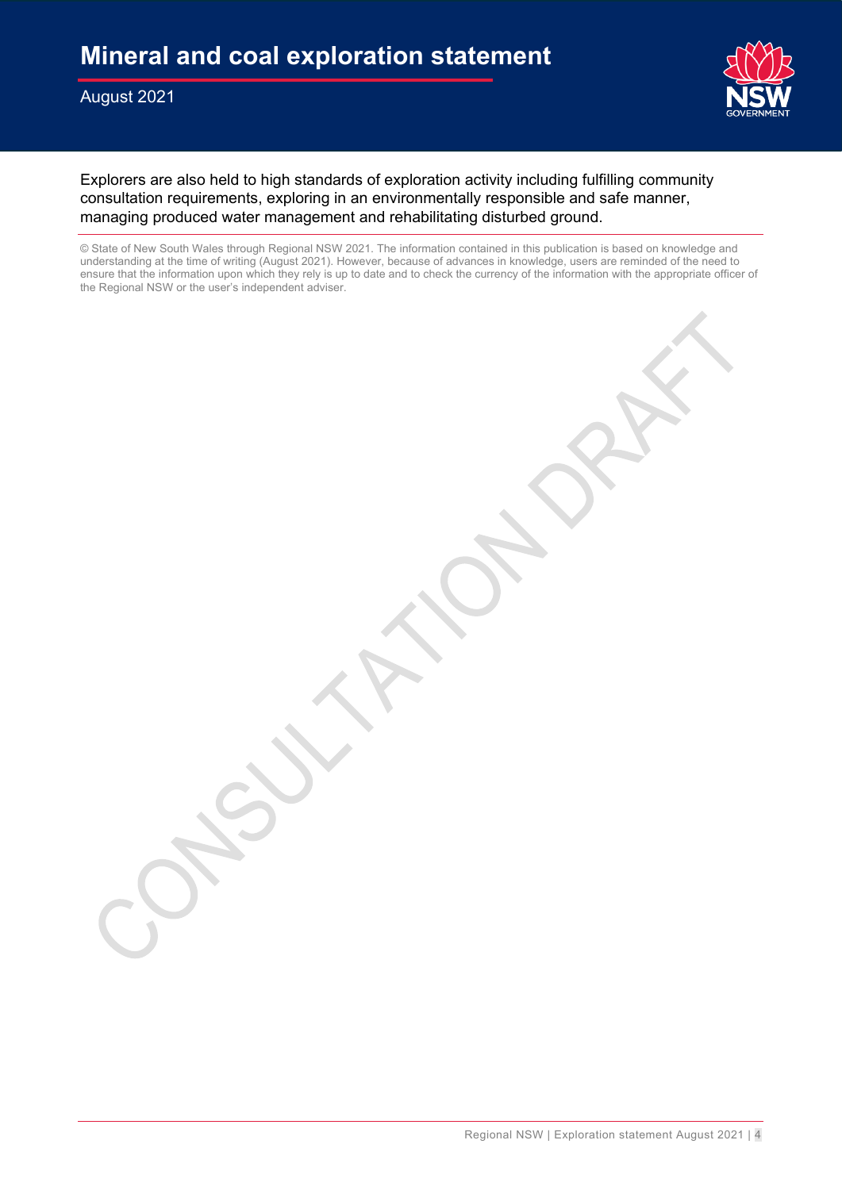Explorers are also held to high standards of exploration activity including fulfilling community consultation requirements, exploring in an environmentally responsible and safe manner, managing produced water management and rehabilitating disturbed ground.

© State of New South Wales through Regional NSW 2021. The information contained in this publication is based on knowledge and understanding at the time of writing (August 2021). However, because of advances in knowledge, users are reminded of the need to ensure that the information upon which they rely is up to date and to check the currency of the information with the appropriate officer of the Regional NSW or the user's independent adviser.